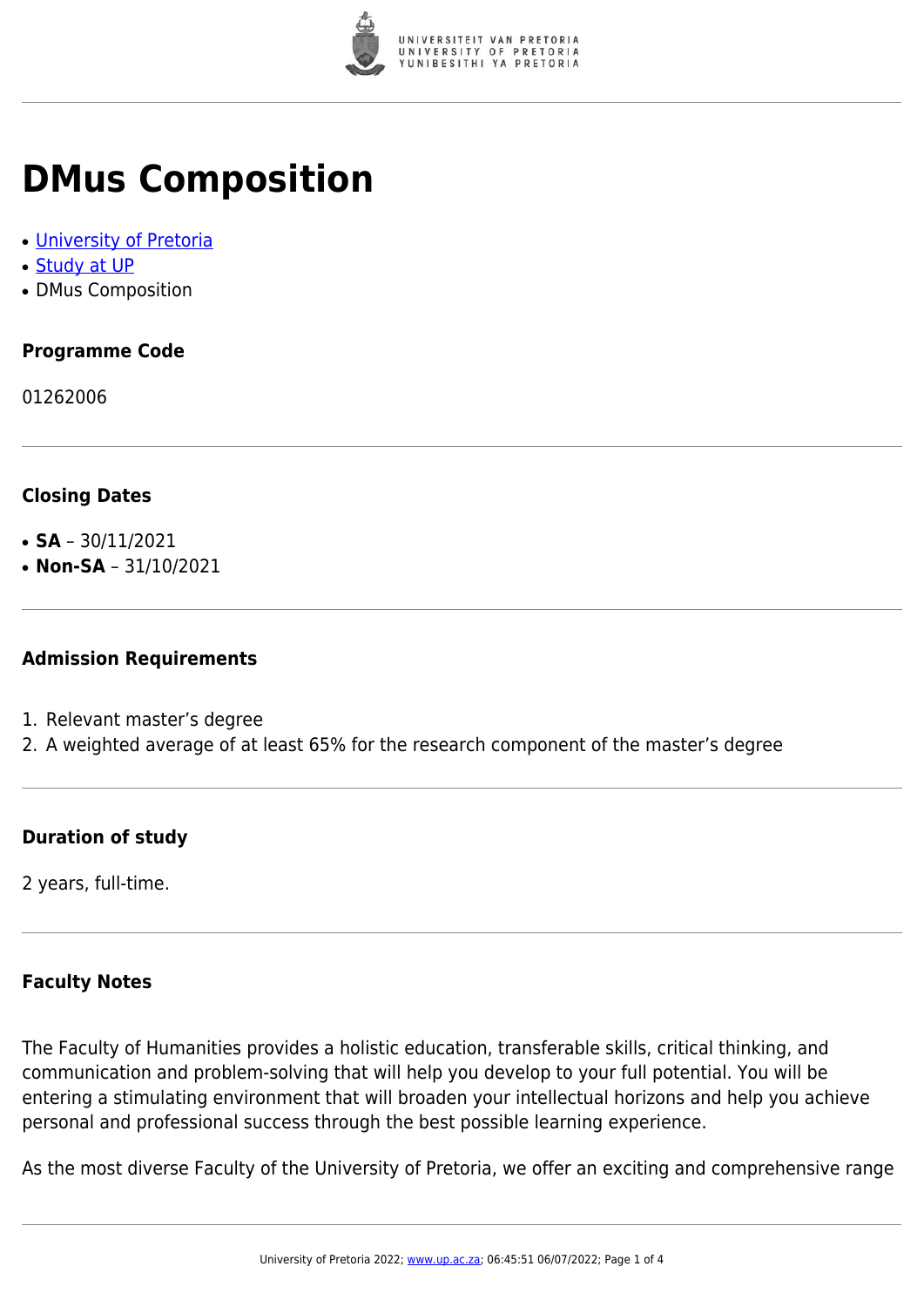# DMus Composition

- [University of Pretoria]
- [Study at UP]
- DMus Composition

### Programme Code

01262006

### Closing Dates

- **SA** – 30/11/2021
- **Non-SA** – 31/10/2021

### Admission Requirements

1. Relevant master's degree
2. A weighted average of at least 65% for the research component of the master's degree

### Duration of study

2 years, full-time.

### Faculty Notes

The Faculty of Humanities provides a holistic education, transferable skills, critical thinking, and communication and problem-solving that will help you develop to your full potential. You will be entering a stimulating environment that will broaden your intellectual horizons and help you achieve personal and professional success through the best possible learning experience.

As the most diverse Faculty of the University of Pretoria, we offer an exciting and comprehensive range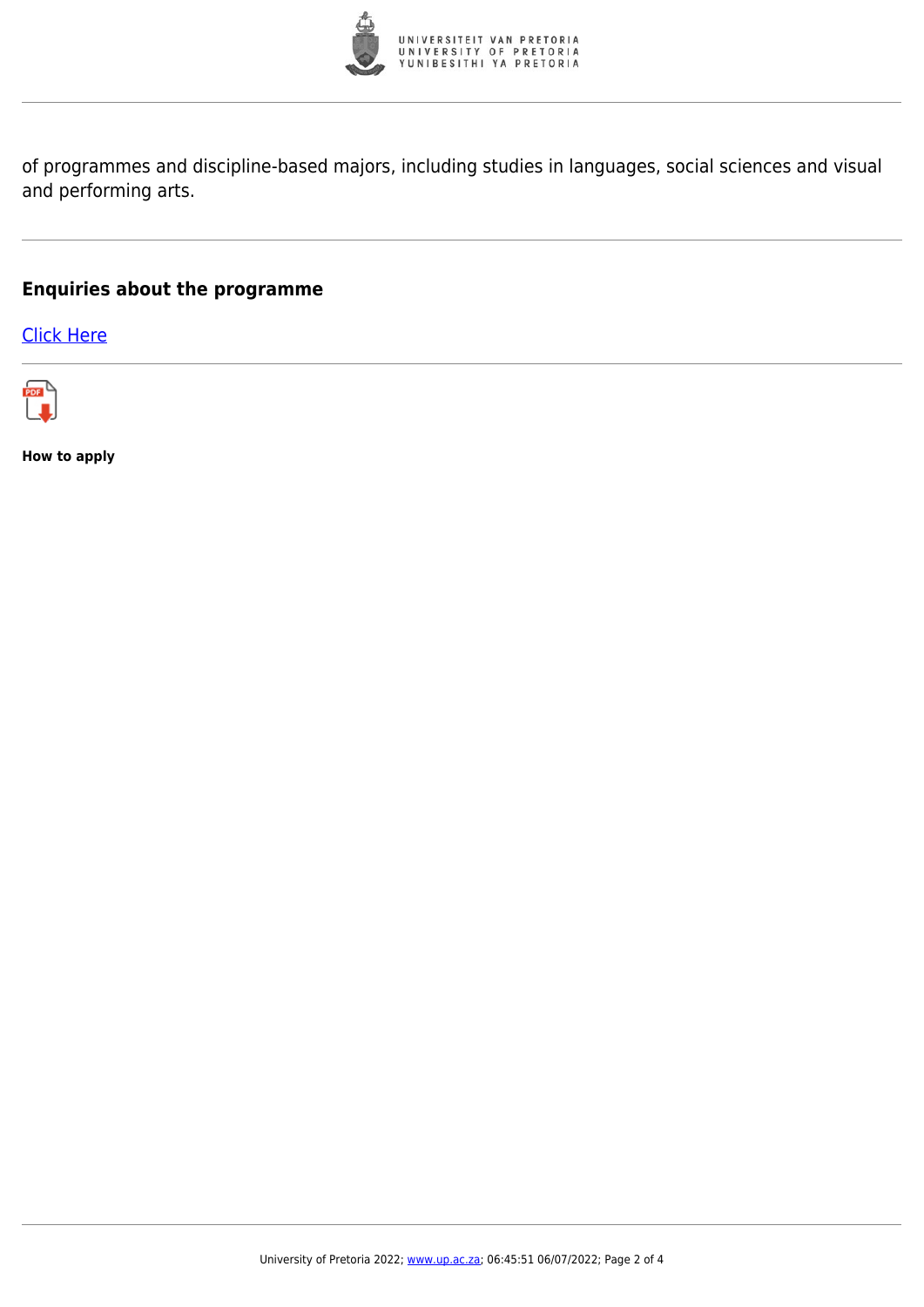of programmes and discipline-based majors, including studies in languages, social sciences and visual and performing arts.

## Enquiries about the programme

[Click Here]

**How to apply**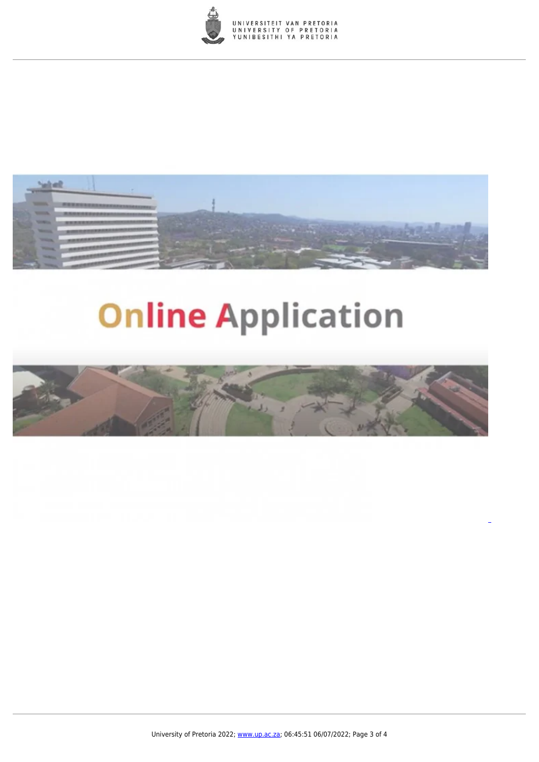Online Application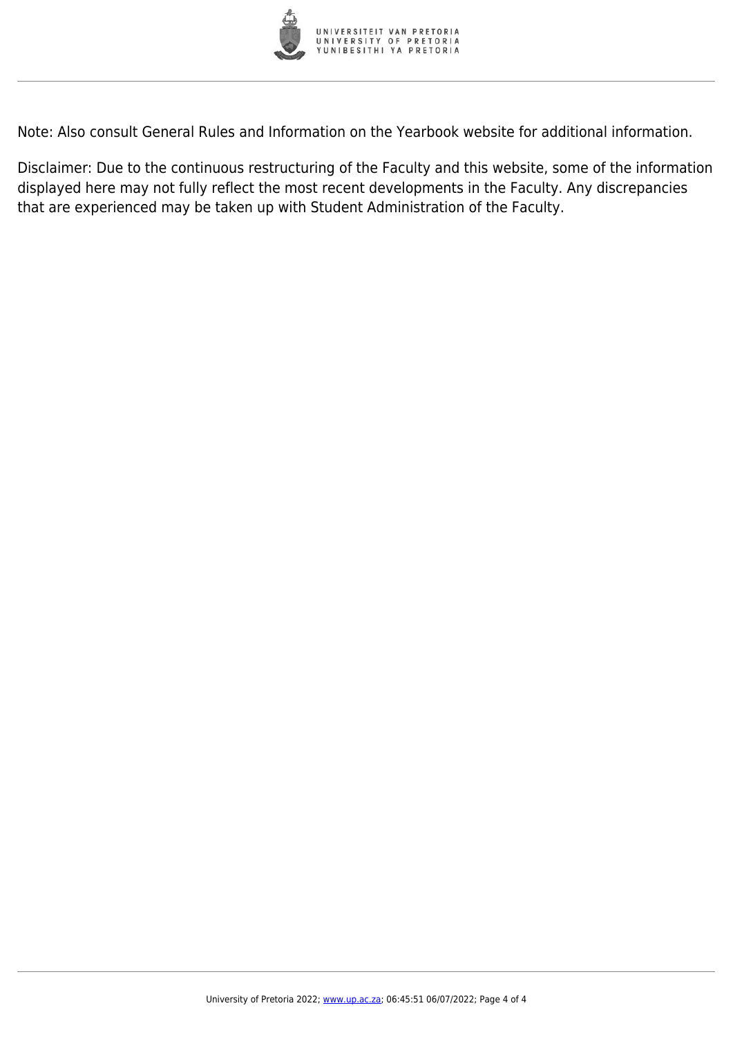Note: Also consult General Rules and Information on the Yearbook website for additional information.

Disclaimer: Due to the continuous restructuring of the Faculty and this website, some of the information displayed here may not fully reflect the most recent developments in the Faculty. Any discrepancies that are experienced may be taken up with Student Administration of the Faculty.